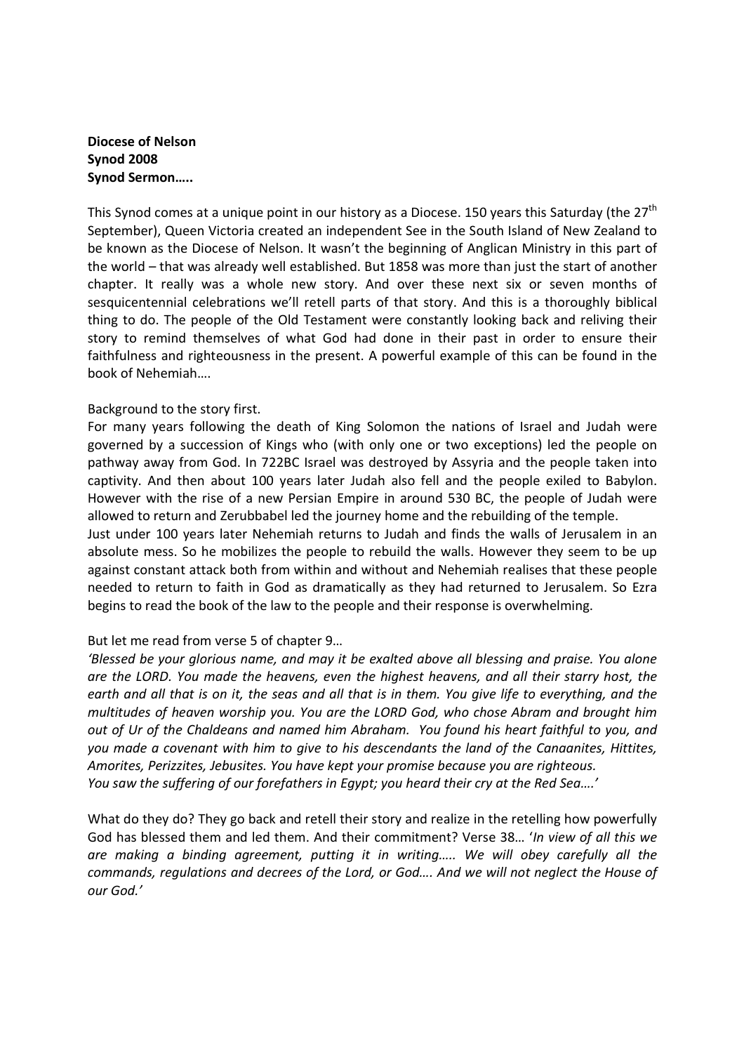**Diocese of Nelson**
**Synod 2008**
**Synod Sermon…..**

This Synod comes at a unique point in our history as a Diocese. 150 years this Saturday (the 27th September), Queen Victoria created an independent See in the South Island of New Zealand to be known as the Diocese of Nelson. It wasn't the beginning of Anglican Ministry in this part of the world – that was already well established. But 1858 was more than just the start of another chapter. It really was a whole new story. And over these next six or seven months of sesquicentennial celebrations we'll retell parts of that story. And this is a thoroughly biblical thing to do. The people of the Old Testament were constantly looking back and reliving their story to remind themselves of what God had done in their past in order to ensure their faithfulness and righteousness in the present. A powerful example of this can be found in the book of Nehemiah….

Background to the story first.

For many years following the death of King Solomon the nations of Israel and Judah were governed by a succession of Kings who (with only one or two exceptions) led the people on pathway away from God. In 722BC Israel was destroyed by Assyria and the people taken into captivity. And then about 100 years later Judah also fell and the people exiled to Babylon. However with the rise of a new Persian Empire in around 530 BC, the people of Judah were allowed to return and Zerubbabel led the journey home and the rebuilding of the temple.

Just under 100 years later Nehemiah returns to Judah and finds the walls of Jerusalem in an absolute mess. So he mobilizes the people to rebuild the walls. However they seem to be up against constant attack both from within and without and Nehemiah realises that these people needed to return to faith in God as dramatically as they had returned to Jerusalem. So Ezra begins to read the book of the law to the people and their response is overwhelming.

But let me read from verse 5 of chapter 9…

*'Blessed be your glorious name, and may it be exalted above all blessing and praise. You alone are the LORD. You made the heavens, even the highest heavens, and all their starry host, the earth and all that is on it, the seas and all that is in them. You give life to everything, and the multitudes of heaven worship you. You are the LORD God, who chose Abram and brought him out of Ur of the Chaldeans and named him Abraham. You found his heart faithful to you, and you made a covenant with him to give to his descendants the land of the Canaanites, Hittites, Amorites, Perizzites, Jebusites. You have kept your promise because you are righteous.*
*You saw the suffering of our forefathers in Egypt; you heard their cry at the Red Sea….'*

What do they do? They go back and retell their story and realize in the retelling how powerfully God has blessed them and led them. And their commitment? Verse 38… '*In view of all this we are making a binding agreement, putting it in writing….. We will obey carefully all the commands, regulations and decrees of the Lord, or God…. And we will not neglect the House of our God.'*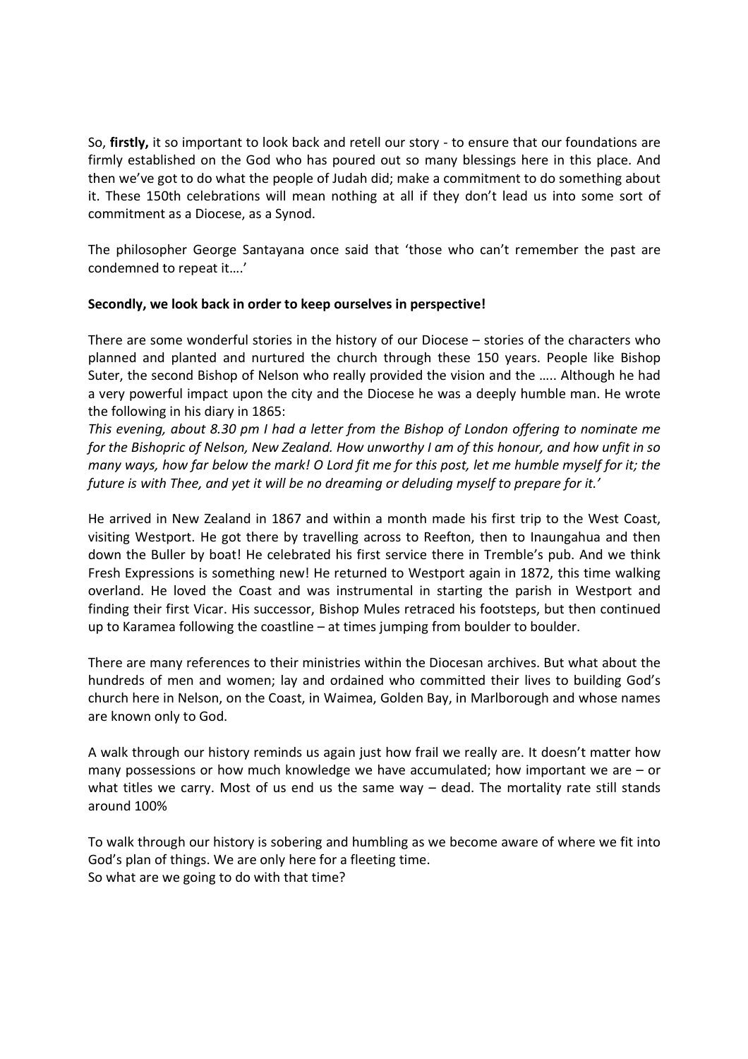So, **firstly,** it so important to look back and retell our story - to ensure that our foundations are firmly established on the God who has poured out so many blessings here in this place. And then we've got to do what the people of Judah did; make a commitment to do something about it. These 150th celebrations will mean nothing at all if they don't lead us into some sort of commitment as a Diocese, as a Synod.

The philosopher George Santayana once said that 'those who can't remember the past are condemned to repeat it….'

**Secondly, we look back in order to keep ourselves in perspective!**

There are some wonderful stories in the history of our Diocese – stories of the characters who planned and planted and nurtured the church through these 150 years. People like Bishop Suter, the second Bishop of Nelson who really provided the vision and the ….. Although he had a very powerful impact upon the city and the Diocese he was a deeply humble man. He wrote the following in his diary in 1865:

*This evening, about 8.30 pm I had a letter from the Bishop of London offering to nominate me for the Bishopric of Nelson, New Zealand. How unworthy I am of this honour, and how unfit in so many ways, how far below the mark! O Lord fit me for this post, let me humble myself for it; the future is with Thee, and yet it will be no dreaming or deluding myself to prepare for it.'*

He arrived in New Zealand in 1867 and within a month made his first trip to the West Coast, visiting Westport. He got there by travelling across to Reefton, then to Inaungahua and then down the Buller by boat! He celebrated his first service there in Tremble's pub. And we think Fresh Expressions is something new! He returned to Westport again in 1872, this time walking overland. He loved the Coast and was instrumental in starting the parish in Westport and finding their first Vicar. His successor, Bishop Mules retraced his footsteps, but then continued up to Karamea following the coastline – at times jumping from boulder to boulder.

There are many references to their ministries within the Diocesan archives. But what about the hundreds of men and women; lay and ordained who committed their lives to building God's church here in Nelson, on the Coast, in Waimea, Golden Bay, in Marlborough and whose names are known only to God.

A walk through our history reminds us again just how frail we really are. It doesn't matter how many possessions or how much knowledge we have accumulated; how important we are – or what titles we carry. Most of us end us the same way – dead. The mortality rate still stands around 100%

To walk through our history is sobering and humbling as we become aware of where we fit into God's plan of things. We are only here for a fleeting time.
So what are we going to do with that time?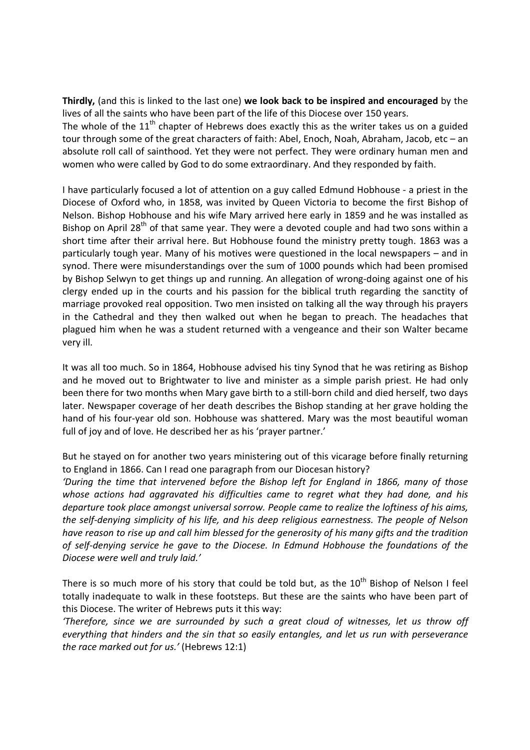**Thirdly,** (and this is linked to the last one) **we look back to be inspired and encouraged** by the lives of all the saints who have been part of the life of this Diocese over 150 years.
The whole of the 11th chapter of Hebrews does exactly this as the writer takes us on a guided tour through some of the great characters of faith: Abel, Enoch, Noah, Abraham, Jacob, etc – an absolute roll call of sainthood. Yet they were not perfect. They were ordinary human men and women who were called by God to do some extraordinary. And they responded by faith.

I have particularly focused a lot of attention on a guy called Edmund Hobhouse - a priest in the Diocese of Oxford who, in 1858, was invited by Queen Victoria to become the first Bishop of Nelson. Bishop Hobhouse and his wife Mary arrived here early in 1859 and he was installed as Bishop on April 28th of that same year. They were a devoted couple and had two sons within a short time after their arrival here. But Hobhouse found the ministry pretty tough. 1863 was a particularly tough year. Many of his motives were questioned in the local newspapers – and in synod. There were misunderstandings over the sum of 1000 pounds which had been promised by Bishop Selwyn to get things up and running. An allegation of wrong-doing against one of his clergy ended up in the courts and his passion for the biblical truth regarding the sanctity of marriage provoked real opposition. Two men insisted on talking all the way through his prayers in the Cathedral and they then walked out when he began to preach. The headaches that plagued him when he was a student returned with a vengeance and their son Walter became very ill.

It was all too much. So in 1864, Hobhouse advised his tiny Synod that he was retiring as Bishop and he moved out to Brightwater to live and minister as a simple parish priest. He had only been there for two months when Mary gave birth to a still-born child and died herself, two days later. Newspaper coverage of her death describes the Bishop standing at her grave holding the hand of his four-year old son. Hobhouse was shattered. Mary was the most beautiful woman full of joy and of love. He described her as his 'prayer partner.'

But he stayed on for another two years ministering out of this vicarage before finally returning to England in 1866. Can I read one paragraph from our Diocesan history?
*'During the time that intervened before the Bishop left for England in 1866, many of those whose actions had aggravated his difficulties came to regret what they had done, and his departure took place amongst universal sorrow. People came to realize the loftiness of his aims, the self-denying simplicity of his life, and his deep religious earnestness. The people of Nelson have reason to rise up and call him blessed for the generosity of his many gifts and the tradition of self-denying service he gave to the Diocese. In Edmund Hobhouse the foundations of the Diocese were well and truly laid.'*

There is so much more of his story that could be told but, as the 10th Bishop of Nelson I feel totally inadequate to walk in these footsteps. But these are the saints who have been part of this Diocese. The writer of Hebrews puts it this way:
*'Therefore, since we are surrounded by such a great cloud of witnesses, let us throw off everything that hinders and the sin that so easily entangles, and let us run with perseverance the race marked out for us.'* (Hebrews 12:1)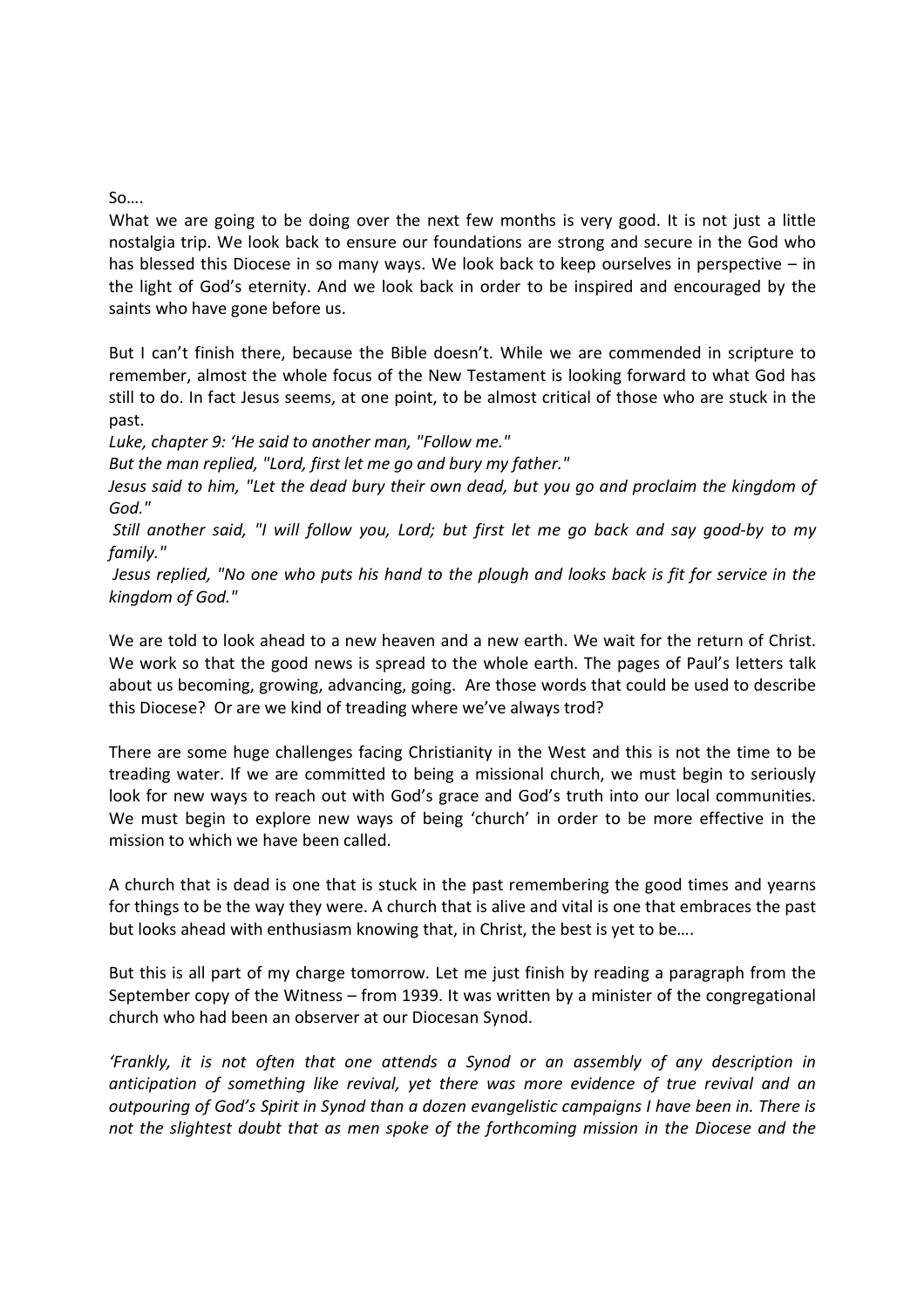So….

What we are going to be doing over the next few months is very good. It is not just a little nostalgia trip. We look back to ensure our foundations are strong and secure in the God who has blessed this Diocese in so many ways. We look back to keep ourselves in perspective – in the light of God's eternity. And we look back in order to be inspired and encouraged by the saints who have gone before us.

But I can't finish there, because the Bible doesn't. While we are commended in scripture to remember, almost the whole focus of the New Testament is looking forward to what God has still to do. In fact Jesus seems, at one point, to be almost critical of those who are stuck in the past.

*Luke, chapter 9: 'He said to another man, "Follow me."*

*But the man replied, "Lord, first let me go and bury my father."*

*Jesus said to him, "Let the dead bury their own dead, but you go and proclaim the kingdom of God."*

*Still another said, "I will follow you, Lord; but first let me go back and say good-by to my family."*

*Jesus replied, "No one who puts his hand to the plough and looks back is fit for service in the kingdom of God."*

We are told to look ahead to a new heaven and a new earth. We wait for the return of Christ. We work so that the good news is spread to the whole earth. The pages of Paul's letters talk about us becoming, growing, advancing, going. Are those words that could be used to describe this Diocese? Or are we kind of treading where we've always trod?

There are some huge challenges facing Christianity in the West and this is not the time to be treading water. If we are committed to being a missional church, we must begin to seriously look for new ways to reach out with God's grace and God's truth into our local communities. We must begin to explore new ways of being 'church' in order to be more effective in the mission to which we have been called.

A church that is dead is one that is stuck in the past remembering the good times and yearns for things to be the way they were. A church that is alive and vital is one that embraces the past but looks ahead with enthusiasm knowing that, in Christ, the best is yet to be….

But this is all part of my charge tomorrow. Let me just finish by reading a paragraph from the September copy of the Witness – from 1939. It was written by a minister of the congregational church who had been an observer at our Diocesan Synod.

*'Frankly, it is not often that one attends a Synod or an assembly of any description in anticipation of something like revival, yet there was more evidence of true revival and an outpouring of God's Spirit in Synod than a dozen evangelistic campaigns I have been in. There is not the slightest doubt that as men spoke of the forthcoming mission in the Diocese and the*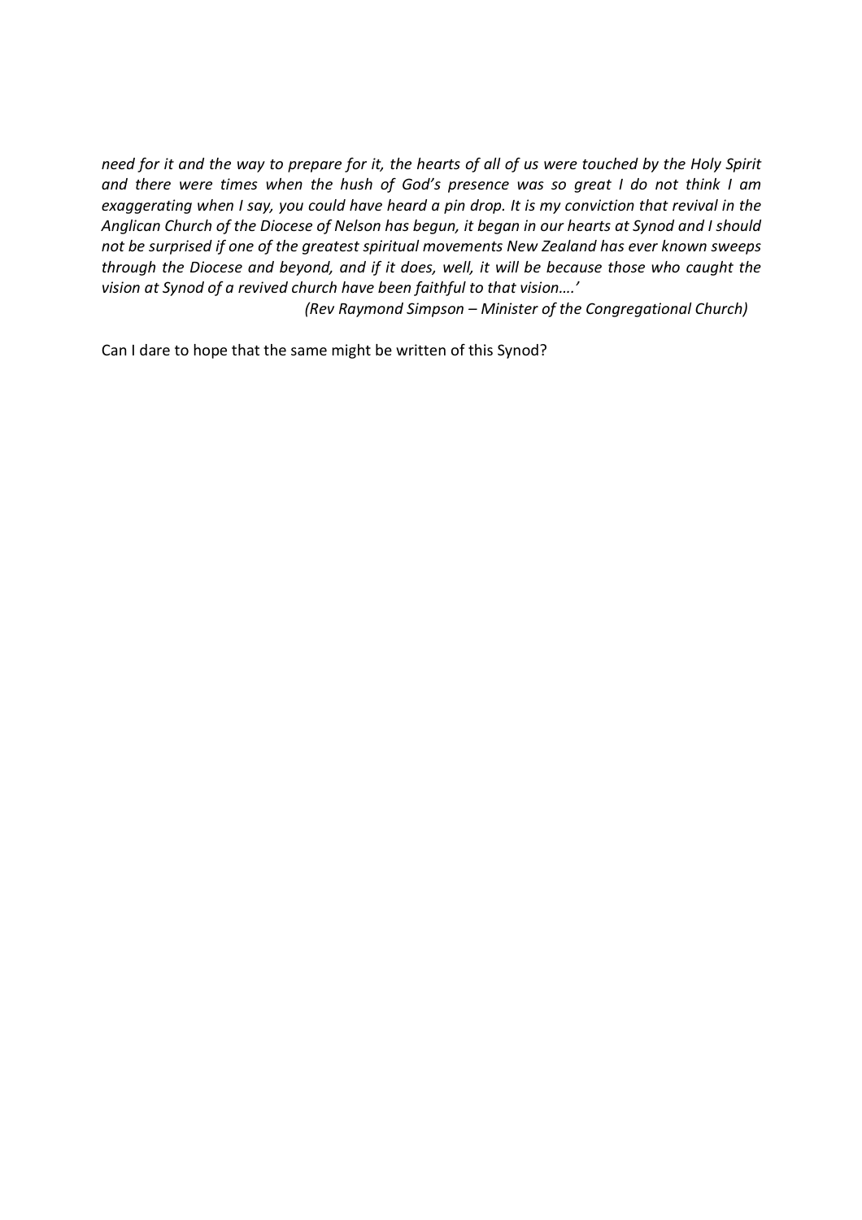*need for it and the way to prepare for it, the hearts of all of us were touched by the Holy Spirit and there were times when the hush of God's presence was so great I do not think I am exaggerating when I say, you could have heard a pin drop. It is my conviction that revival in the Anglican Church of the Diocese of Nelson has begun, it began in our hearts at Synod and I should not be surprised if one of the greatest spiritual movements New Zealand has ever known sweeps through the Diocese and beyond, and if it does, well, it will be because those who caught the vision at Synod of a revived church have been faithful to that vision….'*

*(Rev Raymond Simpson – Minister of the Congregational Church)*

Can I dare to hope that the same might be written of this Synod?